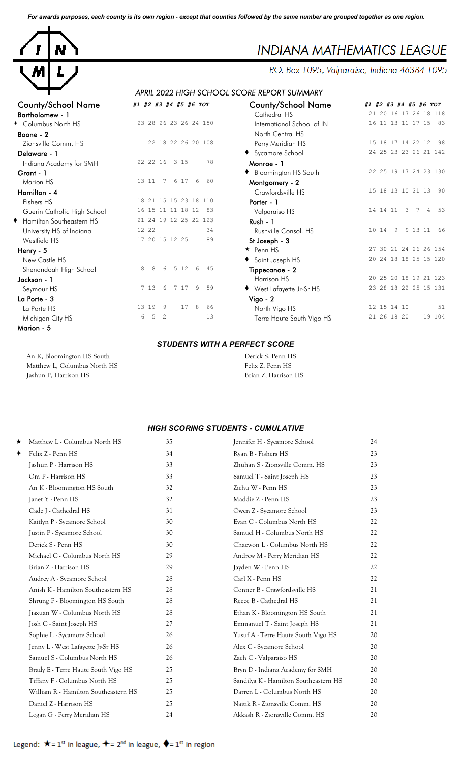*For awards purposes, each county is its own region - except that counties followed by the same number are grouped together as one region.*

# INDIANA MATHEMATICS LEAGUE

P.O. Box 1095, Valparaiso, Indiana 46384-1095

## APRIL 2022 HIGH SCHOOL SCORE REPORT SUMMARY

| County/School Name | #1 | #2 | #3 | #4 | #5 | #6 | TOT |
|---|---|---|---|---|---|---|---|
| **Bartholomew - 1** | | | | | | | |
| ✦ Columbus North HS | 23 | 28 | 26 | 23 | 26 | 24 | 150 |
| **Boone - 2** | | | | | | | |
| Zionsville Comm. HS | | 22 | 18 | 22 | 26 | 20 | 108 |
| **Delaware - 1** | | | | | | | |
| Indiana Academy for SMH | 22 | 22 | 16 | 3 | 15 | | 78 |
| **Grant - 1** | | | | | | | |
| Marion HS | 13 | 11 | 7 | 6 | 17 | 6 | 60 |
| **Hamilton - 4** | | | | | | | |
| Fishers HS | 18 | 21 | 15 | 15 | 23 | 18 | 110 |
| Guerin Catholic High School | 16 | 15 | 11 | 11 | 18 | 12 | 83 |
| ♦ Hamilton Southeastern HS | 21 | 24 | 19 | 12 | 25 | 22 | 123 |
| University HS of Indiana | 12 | 22 | | | | | 34 |
| Westfield HS | 17 | 20 | 15 | 12 | 25 | | 89 |
| **Henry - 5** | | | | | | | |
| New Castle HS | | | | | | | |
| Shenandoah High School | 8 | 8 | 6 | 5 | 12 | 6 | 45 |
| **Jackson - 1** | | | | | | | |
| Seymour HS | 7 | 13 | 6 | 7 | 17 | 9 | 59 |
| **La Porte - 3** | | | | | | | |
| La Porte HS | 13 | 19 | 9 | | 17 | 8 | 66 |
| Michigan City HS | 6 | 5 | 2 | | | | 13 |
| **Marion - 5** | | | | | | | |
| Cathedral HS | 21 | 20 | 16 | 17 | 26 | 18 | 118 |
| International School of IN | 16 | 11 | 13 | 11 | 17 | 15 | 83 |
| North Central HS | | | | | | | |
| Perry Meridian HS | 15 | 18 | 17 | 14 | 22 | 12 | 98 |
| ♦ Sycamore School | 24 | 25 | 23 | 23 | 26 | 21 | 142 |
| **Monroe - 1** | | | | | | | |
| ♦ Bloomington HS South | 22 | 25 | 19 | 17 | 24 | 23 | 130 |
| **Montgomery - 2** | | | | | | | |
| Crawfordsville HS | 15 | 18 | 13 | 10 | 21 | 13 | 90 |
| **Porter - 1** | | | | | | | |
| Valparaiso HS | 14 | 14 | 11 | 3 | 7 | 4 | 53 |
| **Rush - 1** | | | | | | | |
| Rushville Consol. HS | 10 | 14 | 9 | 9 | 13 | 11 | 66 |
| **St Joseph - 3** | | | | | | | |
| ★ Penn HS | 27 | 30 | 21 | 24 | 26 | 26 | 154 |
| ♦ Saint Joseph HS | 20 | 24 | 18 | 18 | 25 | 15 | 120 |
| **Tippecanoe - 2** | | | | | | | |
| Harrison HS | 20 | 25 | 20 | 18 | 19 | 21 | 123 |
| ♦ West Lafayette Jr-Sr HS | 23 | 28 | 18 | 22 | 25 | 15 | 131 |
| **Vigo - 2** | | | | | | | |
| North Vigo HS | 12 | 15 | 14 | 10 | | | 51 |
| Terre Haute South Vigo HS | 21 | 26 | 18 | 20 | | 19 | 104 |

### STUDENTS WITH A PERFECT SCORE

- An K, Bloomington HS South
- Matthew L, Columbus North HS
- Jashun P, Harrison HS
- Derick S, Penn HS
- Felix Z, Penn HS
- Brian Z, Harrison HS

### HIGH SCORING STUDENTS - CUMULATIVE

| | Student | Score |
|---|---|---|
| ★ | Matthew L - Columbus North HS | 35 |
| ✦ | Felix Z - Penn HS | 34 |
| | Jashun P - Harrison HS | 33 |
| | Om P - Harrison HS | 33 |
| | An K - Bloomington HS South | 32 |
| | Janet Y - Penn HS | 32 |
| | Cade J - Cathedral HS | 31 |
| | Kaitlyn P - Sycamore School | 30 |
| | Justin P - Sycamore School | 30 |
| | Derick S - Penn HS | 30 |
| | Michael C - Columbus North HS | 29 |
| | Brian Z - Harrison HS | 29 |
| | Audrey A - Sycamore School | 28 |
| | Anish K - Hamilton Southeastern HS | 28 |
| | Shrung P - Bloomington HS South | 28 |
| | Jiaxuan W - Columbus North HS | 28 |
| | Josh C - Saint Joseph HS | 27 |
| | Sophie L - Sycamore School | 26 |
| | Jenny L - West Lafayette Jr-Sr HS | 26 |
| | Samuel S - Columbus North HS | 26 |
| | Brady E - Terre Haute South Vigo HS | 25 |
| | Tiffany F - Columbus North HS | 25 |
| | William R - Hamilton Southeastern HS | 25 |
| | Daniel Z - Harrison HS | 25 |
| | Logan G - Perry Meridian HS | 24 |
| | Jennifer H - Sycamore School | 24 |
| | Ryan B - Fishers HS | 23 |
| | Zhuhan S - Zionsville Comm. HS | 23 |
| | Samuel T - Saint Joseph HS | 23 |
| | Zichu W - Penn HS | 23 |
| | Maddie Z - Penn HS | 23 |
| | Owen Z - Sycamore School | 23 |
| | Evan C - Columbus North HS | 22 |
| | Samuel H - Columbus North HS | 22 |
| | Chaewon L - Columbus North HS | 22 |
| | Andrew M - Perry Meridian HS | 22 |
| | Jayden W - Penn HS | 22 |
| | Carl X - Penn HS | 22 |
| | Conner B - Crawfordsville HS | 21 |
| | Reece B - Cathedral HS | 21 |
| | Ethan K - Bloomington HS South | 21 |
| | Emmanuel T - Saint Joseph HS | 21 |
| | Yusuf A - Terre Haute South Vigo HS | 20 |
| | Alex C - Sycamore School | 20 |
| | Zach C - Valparaiso HS | 20 |
| | Bryn D - Indiana Academy for SMH | 20 |
| | Sandilya K - Hamilton Southeastern HS | 20 |
| | Darren L - Columbus North HS | 20 |
| | Naitik R - Zionsville Comm. HS | 20 |
| | Akkash R - Zionsville Comm. HS | 20 |

Legend: ★ = 1st in league, ✦ = 2nd in league, ♦ = 1st in region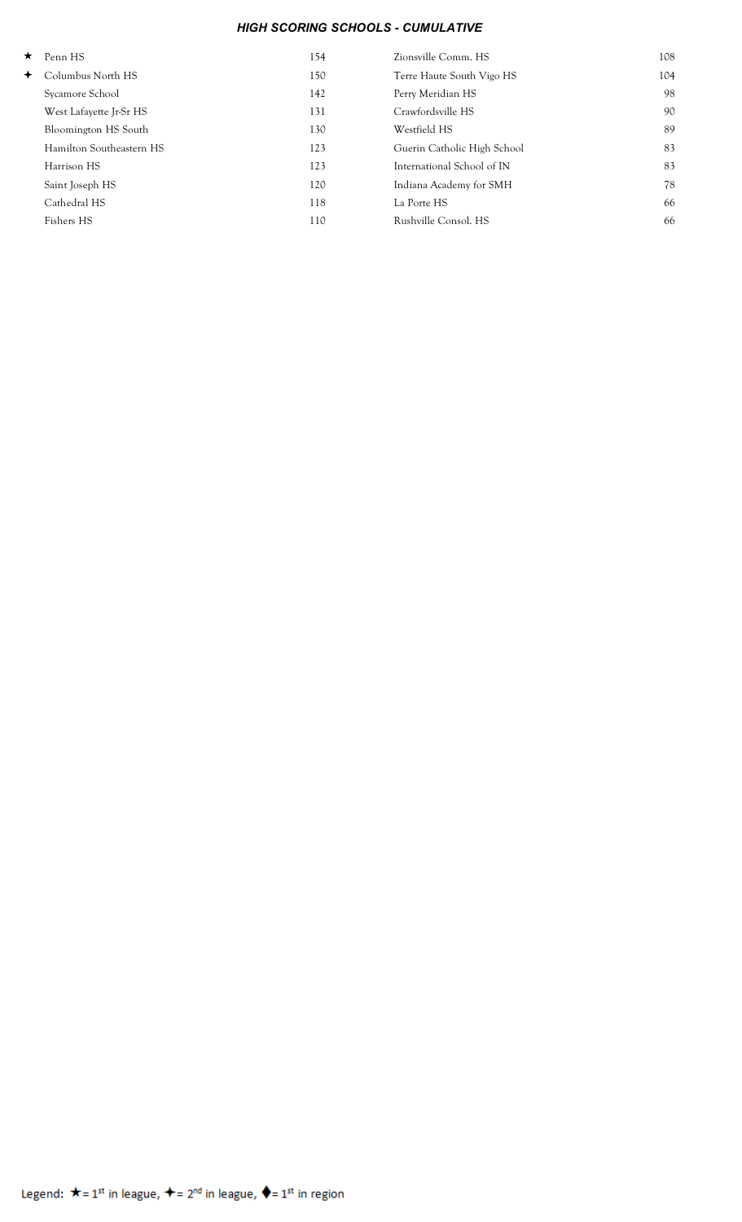### *HIGH SCORING SCHOOLS - CUMULATIVE*

| | | | | |
|---|---|---|---|---|
| ★ | Penn HS | 154 | Zionsville Comm. HS | 108 |
| ✦ | Columbus North HS | 150 | Terre Haute South Vigo HS | 104 |
| | Sycamore School | 142 | Perry Meridian HS | 98 |
| | West Lafayette Jr-Sr HS | 131 | Crawfordsville HS | 90 |
| | Bloomington HS South | 130 | Westfield HS | 89 |
| | Hamilton Southeastern HS | 123 | Guerin Catholic High School | 83 |
| | Harrison HS | 123 | International School of IN | 83 |
| | Saint Joseph HS | 120 | Indiana Academy for SMH | 78 |
| | Cathedral HS | 118 | La Porte HS | 66 |
| | Fishers HS | 110 | Rushville Consol. HS | 66 |

Legend: ★ = 1st in league, ✦ = 2nd in league, ⧫ = 1st in region